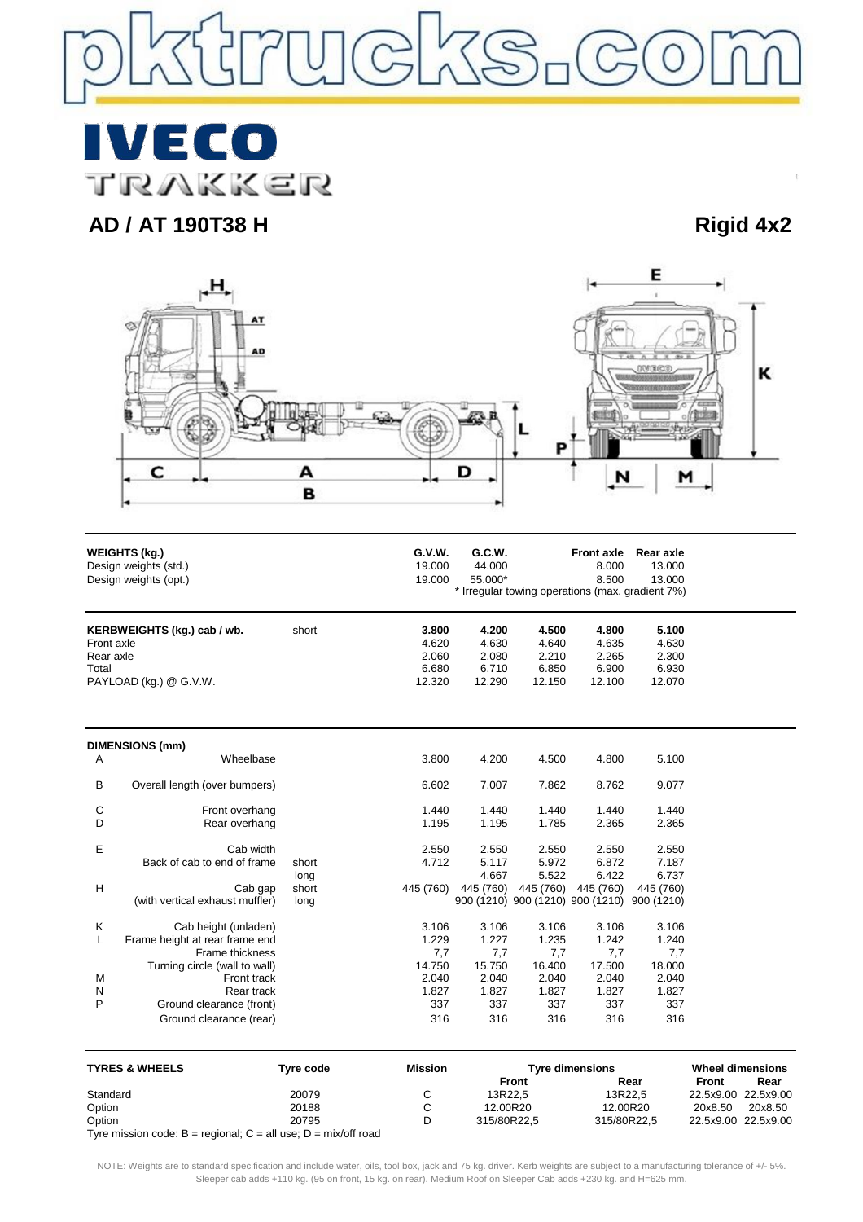pktrucks.com

# IVECO TRAKKER

## AD / AT 190T38 H

## Rigid 4x2

H AT AD C A B D L P E K N M

| WEIGHTS (kg.) | G.V.W. | G.C.W. | Front axle | Rear axle |
|---|---|---|---|---|
| Design weights (std.) | 19.000 | 44.000 | 8.000 | 13.000 |
| Design weights (opt.) | 19.000 | 55.000* | 8.500 | 13.000 |

* Irregular towing operations (max. gradient 7%)

| KERBWEIGHTS (kg.) cab / wb. | | 3.800 | 4.200 | 4.500 | 4.800 | 5.100 |
|---|---|---|---|---|---|---|
| Front axle | short | 4.620 | 4.630 | 4.640 | 4.635 | 4.630 |
| Rear axle | | 2.060 | 2.080 | 2.210 | 2.265 | 2.300 |
| Total | | 6.680 | 6.710 | 6.850 | 6.900 | 6.930 |
| PAYLOAD (kg.) @ G.V.W. | | 12.320 | 12.290 | 12.150 | 12.100 | 12.070 |

| DIMENSIONS (mm) | | | | | | | |
|---|---|---|---|---|---|---|---|
| A | Wheelbase | | 3.800 | 4.200 | 4.500 | 4.800 | 5.100 |
| B | Overall length (over bumpers) | | 6.602 | 7.007 | 7.862 | 8.762 | 9.077 |
| C | Front overhang | | 1.440 | 1.440 | 1.440 | 1.440 | 1.440 |
| D | Rear overhang | | 1.195 | 1.195 | 1.785 | 2.365 | 2.365 |
| E | Cab width | | 2.550 | 2.550 | 2.550 | 2.550 | 2.550 |
| | Back of cab to end of frame | short | 4.712 | 5.117 | 5.972 | 6.872 | 7.187 |
| | | long | | 4.667 | 5.522 | 6.422 | 6.737 |
| H | Cab gap | short | 445 (760) | 445 (760) | 445 (760) | 445 (760) | 445 (760) |
| | (with vertical exhaust muffler) | long | | 900 (1210) | 900 (1210) | 900 (1210) | 900 (1210) |
| K | Cab height (unladen) | | 3.106 | 3.106 | 3.106 | 3.106 | 3.106 |
| L | Frame height at rear frame end | | 1.229 | 1.227 | 1.235 | 1.242 | 1.240 |
| | Frame thickness | | 7,7 | 7,7 | 7,7 | 7,7 | 7,7 |
| | Turning circle (wall to wall) | | 14.750 | 15.750 | 16.400 | 17.500 | 18.000 |
| M | Front track | | 2.040 | 2.040 | 2.040 | 2.040 | 2.040 |
| N | Rear track | | 1.827 | 1.827 | 1.827 | 1.827 | 1.827 |
| P | Ground clearance (front) | | 337 | 337 | 337 | 337 | 337 |
| | Ground clearance (rear) | | 316 | 316 | 316 | 316 | 316 |

| TYRES & WHEELS | Tyre code | Mission | Tyre dimensions | | Wheel dimensions | |
|---|---|---|---|---|---|---|
| | | | Front | Rear | Front | Rear |
| Standard | 20079 | C | 13R22,5 | 13R22,5 | 22.5x9.00 | 22.5x9.00 |
| Option | 20188 | C | 12.00R20 | 12.00R20 | 20x8.50 | 20x8.50 |
| Option | 20795 | D | 315/80R22,5 | 315/80R22,5 | 22.5x9.00 | 22.5x9.00 |

Tyre mission code: B = regional; C = all use; D = mix/off road

NOTE: Weights are to standard specification and include water, oils, tool box, jack and 75 kg. driver. Kerb weights are subject to a manufacturing tolerance of +/- 5%. Sleeper cab adds +110 kg. (95 on front, 15 kg. on rear). Medium Roof on Sleeper Cab adds +230 kg. and H=625 mm.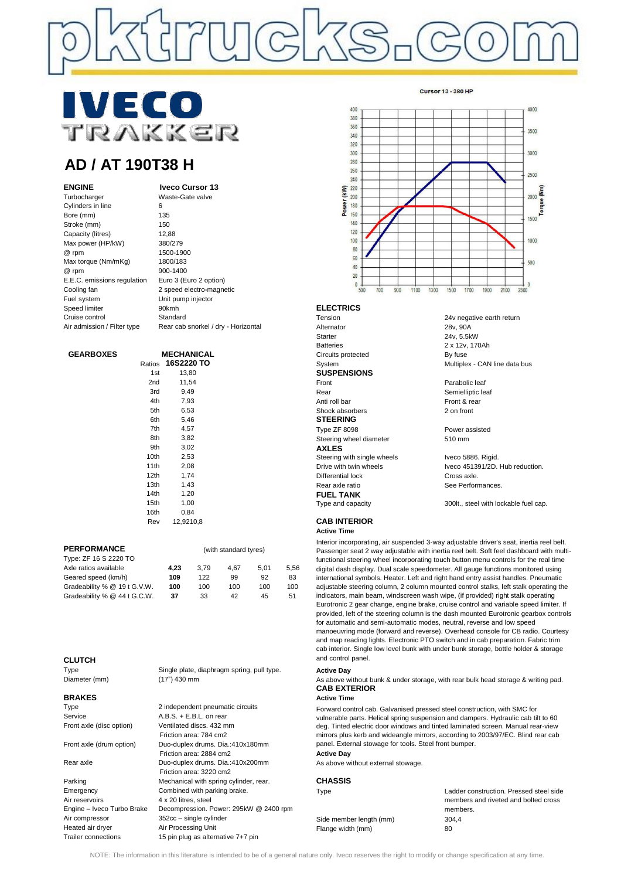# IVECO TRAKKER

## AD / AT 190T38 H

### ENGINE

| ENGINE | Iveco Cursor 13 |
|---|---|
| Turbocharger | Waste-Gate valve |
| Cylinders in line | 6 |
| Bore (mm) | 135 |
| Stroke (mm) | 150 |
| Capacity (litres) | 12,88 |
| Max power (HP/kW) | 380/279 |
| @ rpm | 1500-1900 |
| Max torque (Nm/mKg) | 1800/183 |
| @ rpm | 900-1400 |
| E.E.C. emissions regulation | Euro 3 (Euro 2 option) |
| Cooling fan | 2 speed electro-magnetic |
| Fuel system | Unit pump injector |
| Speed limiter | 90kmh |
| Cruise control | Standard |
| Air admission / Filter type | Rear cab snorkel / dry - Horizontal |

### GEARBOXES

| GEARBOXES | MECHANICAL |
|---|---|
| Ratios | 16S2220 TO |
| 1st | 13,80 |
| 2nd | 11,54 |
| 3rd | 9,49 |
| 4th | 7,93 |
| 5th | 6,53 |
| 6th | 5,46 |
| 7th | 4,57 |
| 8th | 3,82 |
| 9th | 3,02 |
| 10th | 2,53 |
| 11th | 2,08 |
| 12th | 1,74 |
| 13th | 1,43 |
| 14th | 1,20 |
| 15th | 1,00 |
| 16th | 0,84 |
| Rev | 12,9210,8 |

### PERFORMANCE

(with standard tyres)

Type: ZF 16 S 2220 TO

| | | | | | |
|---|---|---|---|---|---|
| Axle ratios available | **4,23** | 3,79 | 4,67 | 5,01 | 5,56 |
| Geared speed (km/h) | **109** | 122 | 99 | 92 | 83 |
| Gradeability % @ 19 t G.V.W. | **100** | 100 | 100 | 100 | 100 |
| Gradeability % @ 44 t G.C.W. | **37** | 33 | 42 | 45 | 51 |

### CLUTCH

| | |
|---|---|
| Type | Single plate, diaphragm spring, pull type. |
| Diameter (mm) | (17") 430 mm |

### BRAKES

| | |
|---|---|
| Type | 2 independent pneumatic circuits |
| Service | A.B.S. + E.B.L. on rear |
| Front axle (disc option) | Ventilated discs. 432 mm<br>Friction area: 784 cm2 |
| Front axle (drum option) | Duo-duplex drums. Dia.:410x180mm<br>Friction area: 2884 cm2 |
| Rear axle | Duo-duplex drums. Dia.:410x200mm<br>Friction area: 3220 cm2 |
| Parking | Mechanical with spring cylinder, rear. |
| Emergency | Combined with parking brake. |
| Air reservoirs | 4 x 20 litres, steel |
| Engine – Iveco Turbo Brake | Decompression. Power: 295kW @ 2400 rpm |
| Air compressor | 352cc – single cylinder |
| Heated air dryer | Air Processing Unit |
| Trailer connections | 15 pin plug as alternative 7+7 pin |

Cursor 13 - 380 HP

Power (kW): 0, 20, 40, 60, 80, 100, 120, 140, 160, 180, 200, 220, 240, 260, 280, 300, 320, 340, 360, 380, 400

Torque (Nm): 0, 500, 1000, 1500, 2000, 2500, 3000, 3500, 4000

rpm: 500, 700, 900, 1100, 1300, 1500, 1700, 1900, 2100, 2300

### ELECTRICS

| | |
|---|---|
| Tension | 24v negative earth return |
| Alternator | 28v, 90A |
| Starter | 24v, 5.5kW |
| Batteries | 2 x 12v, 170Ah |
| Circuits protected | By fuse |
| System | Multiplex - CAN line data bus |

### SUSPENSIONS

| | |
|---|---|
| Front | Parabolic leaf |
| Rear | Semielliptic leaf |
| Anti roll bar | Front & rear |
| Shock absorbers | 2 on front |

### STEERING

| | |
|---|---|
| Type ZF 8098 | Power assisted |
| Steering wheel diameter | 510 mm |

### AXLES

| | |
|---|---|
| Steering with single wheels | Iveco 5886. Rigid. |
| Drive with twin wheels | Iveco 451391/2D. Hub reduction. |
| Differential lock | Cross axle. |
| Rear axle ratio | See Performances. |

### FUEL TANK

| | |
|---|---|
| Type and capacity | 300lt., steel with lockable fuel cap. |

### CAB INTERIOR

**Active Time**

Interior incorporating, air suspended 3-way adjustable driver's seat, inertia reel belt. Passenger seat 2 way adjustable with inertia reel belt. Soft feel dashboard with multi-functional steering wheel incorporating touch button menu controls for the real time digital dash display. Dual scale speedometer. All gauge functions monitored using international symbols. Heater. Left and right hand entry assist handles. Pneumatic adjustable steering column, 2 column mounted control stalks, left stalk operating the indicators, main beam, windscreen wash wipe, (if provided) right stalk operating Eurotronic 2 gear change, engine brake, cruise control and variable speed limiter. If provided, left of the steering column is the dash mounted Eurotronic gearbox controls for automatic and semi-automatic modes, neutral, reverse and low speed manoeuvring mode (forward and reverse). Overhead console for CB radio. Courtesy and map reading lights. Electronic PTO switch and in cab preparation. Fabric trim cab interior. Single low level bunk with under bunk storage, bottle holder & storage and control panel.

**Active Day**

As above without bunk & under storage, with rear bulk head storage & writing pad.

### CAB EXTERIOR

**Active Time**

Forward control cab. Galvanised pressed steel construction, with SMC for vulnerable parts. Helical spring suspension and dampers. Hydraulic cab tilt to 60 deg. Tinted electric door windows and tinted laminated screen. Manual rear-view mirrors plus kerb and wideangle mirrors, according to 2003/97/EC. Blind rear cab panel. External stowage for tools. Steel front bumper.

**Active Day**

As above without external stowage.

### CHASSIS

| | |
|---|---|
| Type | Ladder construction. Pressed steel side members and riveted and bolted cross members. |
| Side member length (mm) | 304,4 |
| Flange width (mm) | 80 |

NOTE: The information in this literature is intended to be of a general nature only. Iveco reserves the right to modify or change specification at any time.